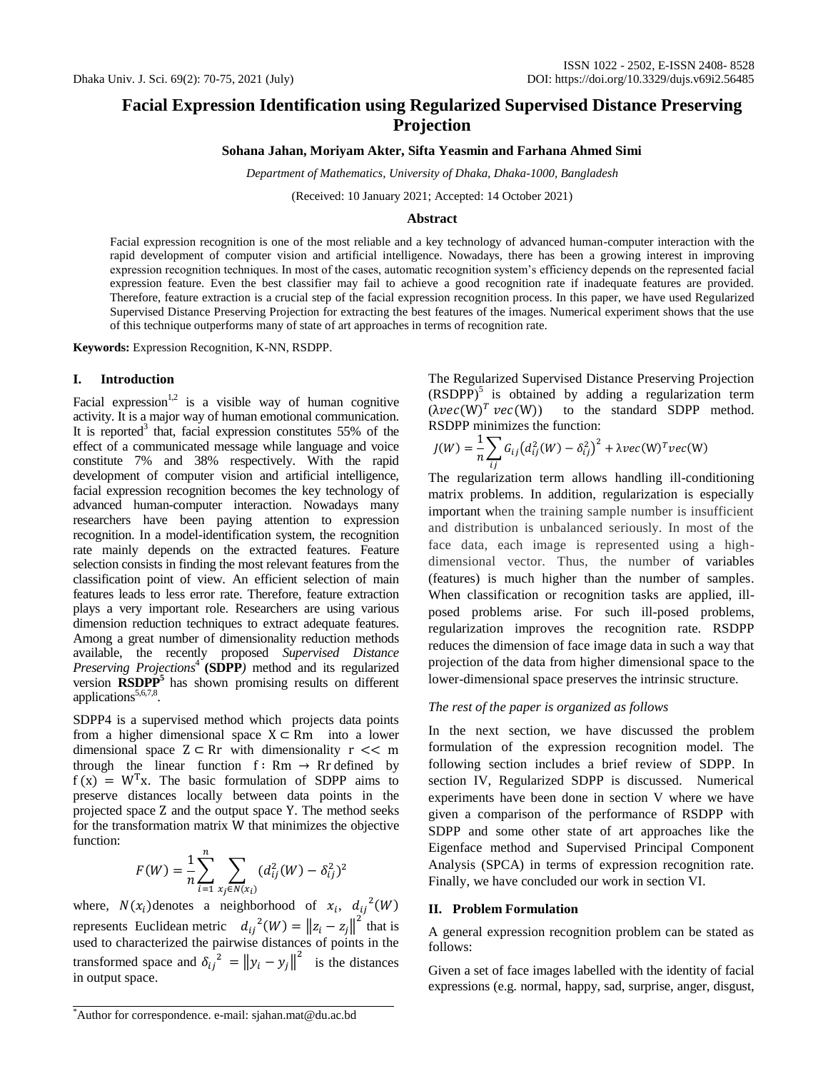# Facial Expression Identification using Regularized Supervised Distance Preserving Projection

**Sohana Jahan, Moriyam Akter, Sifta Yeasmin and Farhana Ahmed Simi**

*Department of Mathematics, University of Dhaka, Dhaka-1000, Bangladesh*

(Received: 10 January 2021; Accepted: 14 October 2021)

### Abstract

Facial expression recognition is one of the most reliable and a key technology of advanced human-computer interaction with the rapid development of computer vision and artificial intelligence. Nowadays, there has been a growing interest in improving expression recognition techniques. In most of the cases, automatic recognition system's efficiency depends on the represented facial expression feature. Even the best classifier may fail to achieve a good recognition rate if inadequate features are provided. Therefore, feature extraction is a crucial step of the facial expression recognition process. In this paper, we have used Regularized Supervised Distance Preserving Projection for extracting the best features of the images. Numerical experiment shows that the use of this technique outperforms many of state of art approaches in terms of recognition rate.

**Keywords:** Expression Recognition, K-NN, RSDPP.

## I. Introduction

Facial expression[1,2] is a visible way of human cognitive activity. It is a major way of human emotional communication. It is reported[3] that, facial expression constitutes 55% of the effect of a communicated message while language and voice constitute 7% and 38% respectively. With the rapid development of computer vision and artificial intelligence, facial expression recognition becomes the key technology of advanced human-computer interaction. Nowadays many researchers have been paying attention to expression recognition. In a model-identification system, the recognition rate mainly depends on the extracted features. Feature selection consists in finding the most relevant features from the classification point of view. An efficient selection of main features leads to less error rate. Therefore, feature extraction plays a very important role. Researchers are using various dimension reduction techniques to extract adequate features. Among a great number of dimensionality reduction methods available, the recently proposed *Supervised Distance Preserving Projections*[4] **(SDPP***)* method and its regularized version **RSDPP[5]** has shown promising results on different applications[5,6,7,8].

SDPP4 is a supervised method which projects data points from a higher dimensional space $X \subset Rm$ into a lower dimensional space $Z \subset Rr$ with dimensionality $r << m$ through the linear function $f : Rm \rightarrow Rr$ defined by $f(x) = W^T x$. The basic formulation of SDPP aims to preserve distances locally between data points in the projected space Z and the output space Y. The method seeks for the transformation matrix W that minimizes the objective function:

$$F(W) = \frac{1}{n}\sum_{i=1}^{n}\sum_{x_j \in N(x_i)} (d_{ij}^2(W) - \delta_{ij}^2)^2$$

where, $N(x_i)$ denotes a neighborhood of $x_i$, ${d_{ij}}^2(W)$ represents Euclidean metric ${d_{ij}}^2(W) = \|z_i - z_j\|^2$ that is used to characterized the pairwise distances of points in the transformed space and ${\delta_{ij}}^2 = \|y_i - y_j\|^2$ is the distances in output space.

The Regularized Supervised Distance Preserving Projection $(\text{RSDPP})^5$ is obtained by adding a regularization term $(\lambda vec(\text{W})^T vec(\text{W}))$ to the standard SDPP method. RSDPP minimizes the function:

$$J(W) = \frac{1}{n}\sum_{ij} G_{ij}\left(d_{ij}^2(W) - \delta_{ij}^2\right)^2 + \lambda vec(\text{W})^T vec(\text{W})$$

The regularization term allows handling ill-conditioning matrix problems. In addition, regularization is especially important when the training sample number is insufficient and distribution is unbalanced seriously. In most of the face data, each image is represented using a high-dimensional vector. Thus, the number of variables (features) is much higher than the number of samples. When classification or recognition tasks are applied, ill-posed problems arise. For such ill-posed problems, regularization improves the recognition rate. RSDPP reduces the dimension of face image data in such a way that projection of the data from higher dimensional space to the lower-dimensional space preserves the intrinsic structure.

*The rest of the paper is organized as follows*

In the next section, we have discussed the problem formulation of the expression recognition model. The following section includes a brief review of SDPP. In section IV, Regularized SDPP is discussed. Numerical experiments have been done in section V where we have given a comparison of the performance of RSDPP with SDPP and some other state of art approaches like the Eigenface method and Supervised Principal Component Analysis (SPCA) in terms of expression recognition rate. Finally, we have concluded our work in section VI.

## II. Problem Formulation

A general expression recognition problem can be stated as follows:

Given a set of face images labelled with the identity of facial expressions (e.g. normal, happy, sad, surprise, anger, disgust,

---

*Author for correspondence. e-mail: sjahan.mat@du.ac.bd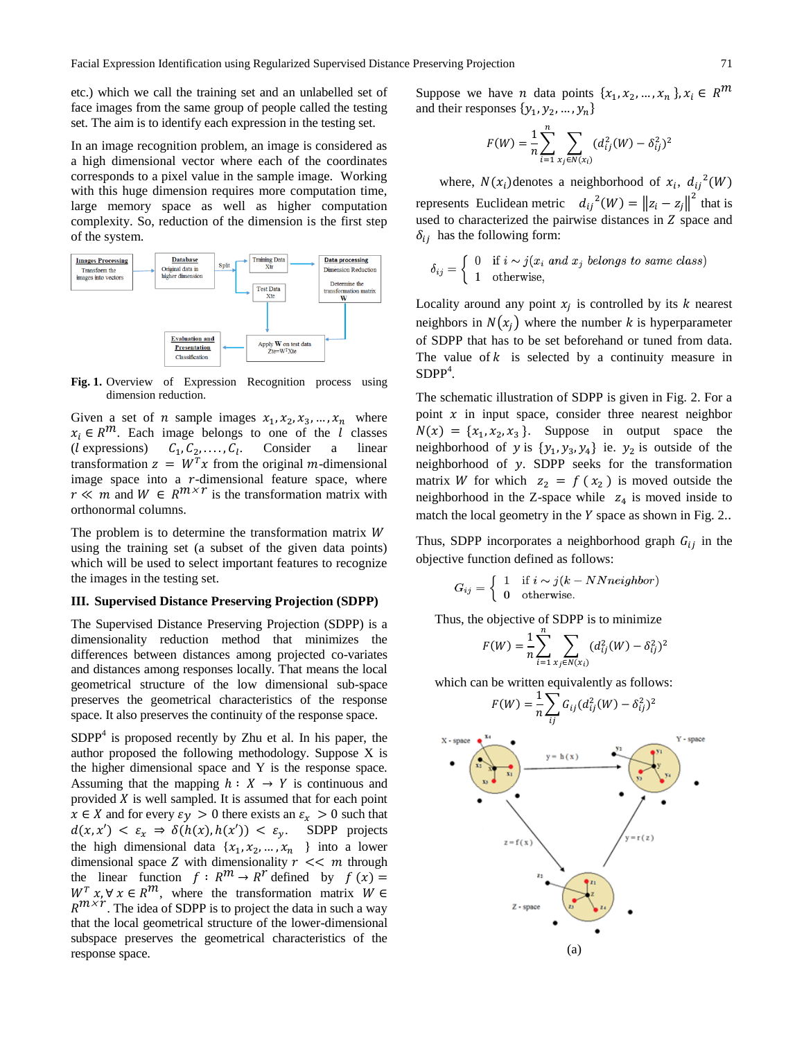etc.) which we call the training set and an unlabelled set of face images from the same group of people called the testing set. The aim is to identify each expression in the testing set.

In an image recognition problem, an image is considered as a high dimensional vector where each of the coordinates corresponds to a pixel value in the sample image. Working with this huge dimension requires more computation time, large memory space as well as higher computation complexity. So, reduction of the dimension is the first step of the system.

Images Processing
Transform the images into vectors

Database
Original data in higher dimension

Split

Training Data
Xtr

Test Data
Xte

Data processing
Dimension Reduction
Determine the transformation matrix
W

Apply W on test data
Zte=WᵀXte

Evaluation and Presentation
Classification

**Fig. 1.** Overview of Expression Recognition process using dimension reduction.

Given a set of $n$ sample images $x_1, x_2, x_3, \ldots, x_n$ where $x_i \in R^m$. Each image belongs to one of the $l$ classes ($l$ expressions) $C_1, C_2, \ldots, C_l$. Consider a linear transformation $z = W^T x$ from the original $m$-dimensional image space into a $r$-dimensional feature space, where $r \ll m$ and $W \in R^{m \times r}$ is the transformation matrix with orthonormal columns.

The problem is to determine the transformation matrix $W$ using the training set (a subset of the given data points) which will be used to select important features to recognize the images in the testing set.

## III. Supervised Distance Preserving Projection (SDPP)

The Supervised Distance Preserving Projection (SDPP) is a dimensionality reduction method that minimizes the differences between distances among projected co-variates and distances among responses locally. That means the local geometrical structure of the low dimensional sub-space preserves the geometrical characteristics of the response space. It also preserves the continuity of the response space.

SDPP[4] is proposed recently by Zhu et al. In his paper, the author proposed the following methodology. Suppose X is the higher dimensional space and Y is the response space. Assuming that the mapping $h : X \rightarrow Y$ is continuous and provided $X$ is well sampled. It is assumed that for each point $x \in X$ and for every $\varepsilon y > 0$ there exists an $\varepsilon_x > 0$ such that $d(x, x') < \varepsilon_x \Rightarrow \delta(h(x), h(x')) < \varepsilon_y$. SDPP projects the high dimensional data $\{x_1, x_2, \ldots, x_n\}$ into a lower dimensional space $Z$ with dimensionality $r << m$ through the linear function $f : R^m \rightarrow R^r$ defined by $f(x) = W^T x, \forall x \in R^m$, where the transformation matrix $W \in R^{m \times r}$. The idea of SDPP is to project the data in such a way that the local geometrical structure of the lower-dimensional subspace preserves the geometrical characteristics of the response space.

Suppose we have $n$ data points $\{x_1, x_2, \ldots, x_n\}, x_i \in R^m$ and their responses $\{y_1, y_2, \ldots, y_n\}$

$$F(W) = \frac{1}{n} \sum_{i=1}^{n} \sum_{x_j \in N(x_i)} (d_{ij}^2(W) - \delta_{ij}^2)^2$$

where, $N(x_i)$ denotes a neighborhood of $x_i$, $d_{ij}{}^2(W)$ represents Euclidean metric $d_{ij}{}^2(W) = \|z_i - z_j\|^2$ that is used to characterized the pairwise distances in $Z$ space and $\delta_{ij}$ has the following form:

$$\delta_{ij} = \begin{cases} 0 & \text{if } i \sim j(x_i \text{ and } x_j \text{ belongs to same class}) \\ 1 & \text{otherwise,} \end{cases}$$

Locality around any point $x_j$ is controlled by its $k$ nearest neighbors in $N(x_j)$ where the number $k$ is hyperparameter of SDPP that has to be set beforehand or tuned from data. The value of $k$ is selected by a continuity measure in SDPP[4].

The schematic illustration of SDPP is given in Fig. 2. For a point $x$ in input space, consider three nearest neighbor $N(x) = \{x_1, x_2, x_3\}$. Suppose in output space the neighborhood of $y$ is $\{y_1, y_3, y_4\}$ ie. $y_2$ is outside of the neighborhood of $y$. SDPP seeks for the transformation matrix $W$ for which $z_2 = f(x_2)$ is moved outside the neighborhood in the Z-space while $z_4$ is moved inside to match the local geometry in the $Y$ space as shown in Fig. 2..

Thus, SDPP incorporates a neighborhood graph $G_{ij}$ in the objective function defined as follows:

$$G_{ij} = \begin{cases} 1 & \text{if } i \sim j(k - NNneighbor) \\ 0 & \text{otherwise.} \end{cases}$$

Thus, the objective of SDPP is to minimize

$$F(W) = \frac{1}{n} \sum_{i=1}^{n} \sum_{x_j \in N(x_i)} (d_{ij}^2(W) - \delta_{ij}^2)^2$$

which can be written equivalently as follows:

$$F(W) = \frac{1}{n} \sum_{ij} G_{ij} (d_{ij}^2(W) - \delta_{ij}^2)^2$$

X - space
Y - space
y = h(x)
z = f(x)
y = r(z)
Z - space

(a)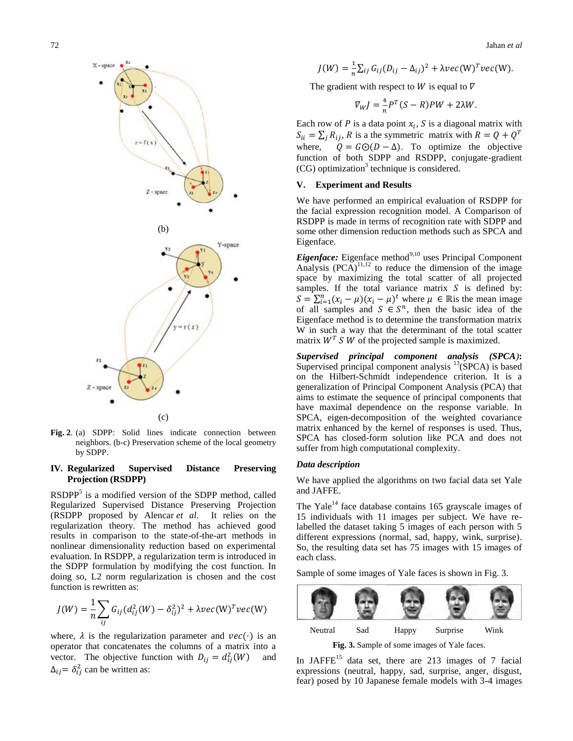(b)

(c)

**Fig. 2**. (a) SDPP: Solid lines indicate connection between neighbors. (b-c) Preservation scheme of the local geometry by SDPP.

## IV. Regularized Supervised Distance Preserving Projection (RSDPP)

RSDPP[5] is a modified version of the SDPP method, called Regularized Supervised Distance Preserving Projection (RSDPP proposed by Alencar *et al*. It relies on the regularization theory. The method has achieved good results in comparison to the state-of-the-art methods in nonlinear dimensionality reduction based on experimental evaluation. In RSDPP, a regularization term is introduced in the SDPP formulation by modifying the cost function. In doing so, L2 norm regularization is chosen and the cost function is rewritten as:

$$J(W) = \frac{1}{n}\sum_{ij} G_{ij}(d_{ij}^2(W) - \delta_{ij}^2)^2 + \lambda vec(\mathrm{W})^T vec(\mathrm{W})$$

where, $\lambda$ is the regularization parameter and $vec(\cdot)$ is an operator that concatenates the columns of a matrix into a vector. The objective function with $D_{ij} = d_{ij}^2(W)$ and $\Delta_{ij} = \delta_{ij}^2$ can be written as:

$$J(W) = \frac{1}{n}\sum_{ij} G_{ij}(D_{ij} - \Delta_{ij})^2 + \lambda vec(\mathrm{W})^T vec(\mathrm{W}).$$

The gradient with respect to $W$ is equal to $\nabla$

$$\nabla_W J = \frac{4}{n} P^T (S - R) P W + 2\lambda W.$$

Each row of $P$ is a data point $x_i$, $S$ is a diagonal matrix with $S_{ii} = \sum_j R_{ij}$, $R$ is a the symmetric matrix with $R = Q + Q^T$ where, $Q = G \odot (D - \Delta)$. To optimize the objective function of both SDPP and RSDPP, conjugate-gradient (CG) optimization[3] technique is considered.

## V. Experiment and Results

We have performed an empirical evaluation of RSDPP for the facial expression recognition model. A Comparison of RSDPP is made in terms of recognition rate with SDPP and some other dimension reduction methods such as SPCA and Eigenface.

***Eigenface:*** Eigenface method[9,10] uses Principal Component Analysis (PCA)[11,12] to reduce the dimension of the image space by maximizing the total scatter of all projected samples. If the total variance matrix $S$ is defined by: $S = \sum_{i=1}^{n}(x_i - \mu)(x_i - \mu)^t$ where $\mu \in \mathbb{R}$is the mean image of all samples and $S \in S^n$, then the basic idea of the Eigenface method is to determine the transformation matrix W in such a way that the determinant of the total scatter matrix $W^T\, S\, W$ of the projected sample is maximized.

***Supervised principal component analysis (SPCA):*** Supervised principal component analysis [13](SPCA) is based on the Hilbert-Schmidt independence criterion. It is a generalization of Principal Component Analysis (PCA) that aims to estimate the sequence of principal components that have maximal dependence on the response variable. In SPCA, eigen-decomposition of the weighted covariance matrix enhanced by the kernel of responses is used. Thus, SPCA has closed-form solution like PCA and does not suffer from high computational complexity.

### *Data description*

We have applied the algorithms on two facial data set Yale and JAFFE.

The Yale[14] face database contains 165 grayscale images of 15 individuals with 11 images per subject. We have re-labelled the dataset taking 5 images of each person with 5 different expressions (normal, sad, happy, wink, surprise). So, the resulting data set has 75 images with 15 images of each class.

Sample of some images of Yale faces is shown in Fig. 3.

Neutral Sad Happy Surprise Wink

**Fig. 3.** Sample of some images of Yale faces.

In JAFFE[15] data set, there are 213 images of 7 facial expressions (neutral, happy, sad, surprise, anger, disgust, fear) posed by 10 Japanese female models with 3-4 images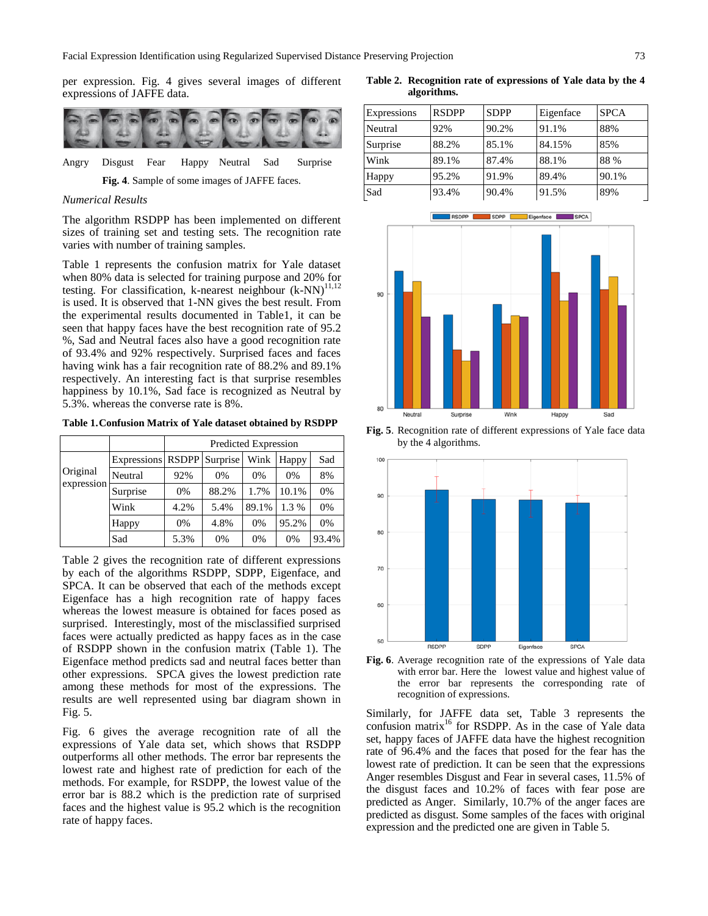per expression. Fig. 4 gives several images of different expressions of JAFFE data.

Angry Disgust Fear Happy Neutral Sad Surprise

**Fig. 4**. Sample of some images of JAFFE faces.

*Numerical Results*

The algorithm RSDPP has been implemented on different sizes of training set and testing sets. The recognition rate varies with number of training samples.

Table 1 represents the confusion matrix for Yale dataset when 80% data is selected for training purpose and 20% for testing. For classification, k-nearest neighbour (k-NN)[11,12] is used. It is observed that 1-NN gives the best result. From the experimental results documented in Table1, it can be seen that happy faces have the best recognition rate of 95.2 %, Sad and Neutral faces also have a good recognition rate of 93.4% and 92% respectively. Surprised faces and faces having wink has a fair recognition rate of 88.2% and 89.1% respectively. An interesting fact is that surprise resembles happiness by 10.1%, Sad face is recognized as Neutral by 5.3%. whereas the converse rate is 8%.

**Table 1. Confusion Matrix of Yale dataset obtained by RSDPP**

| | | Predicted Expression | | | | |
|---|---|---|---|---|---|---|
| | Expressions | RSDPP | Surprise | Wink | Happy | Sad |
| Original expression | Neutral | 92% | 0% | 0% | 0% | 8% |
| | Surprise | 0% | 88.2% | 1.7% | 10.1% | 0% |
| | Wink | 4.2% | 5.4% | 89.1% | 1.3 % | 0% |
| | Happy | 0% | 4.8% | 0% | 95.2% | 0% |
| | Sad | 5.3% | 0% | 0% | 0% | 93.4% |

Table 2 gives the recognition rate of different expressions by each of the algorithms RSDPP, SDPP, Eigenface, and SPCA. It can be observed that each of the methods except Eigenface has a high recognition rate of happy faces whereas the lowest measure is obtained for faces posed as surprised. Interestingly, most of the misclassified surprised faces were actually predicted as happy faces as in the case of RSDPP shown in the confusion matrix (Table 1). The Eigenface method predicts sad and neutral faces better than other expressions. SPCA gives the lowest prediction rate among these methods for most of the expressions. The results are well represented using bar diagram shown in Fig. 5.

Fig. 6 gives the average recognition rate of all the expressions of Yale data set, which shows that RSDPP outperforms all other methods. The error bar represents the lowest rate and highest rate of prediction for each of the methods. For example, for RSDPP, the lowest value of the error bar is 88.2 which is the prediction rate of surprised faces and the highest value is 95.2 which is the recognition rate of happy faces.

**Table 2. Recognition rate of expressions of Yale data by the 4 algorithms.**

| Expressions | RSDPP | SDPP | Eigenface | SPCA |
|---|---|---|---|---|
| Neutral | 92% | 90.2% | 91.1% | 88% |
| Surprise | 88.2% | 85.1% | 84.15% | 85% |
| Wink | 89.1% | 87.4% | 88.1% | 88 % |
| Happy | 95.2% | 91.9% | 89.4% | 90.1% |
| Sad | 93.4% | 90.4% | 91.5% | 89% |

RSDPP SDPP Eigenface SPCA

90

80

Neutral Surprise Wink Happy Sad

**Fig. 5**. Recognition rate of different expressions of Yale face data by the 4 algorithms.

100

90

80

70

60

50

RSDPP SDPP Eigenface SPCA

**Fig. 6**. Average recognition rate of the expressions of Yale data with error bar. Here the lowest value and highest value of the error bar represents the corresponding rate of recognition of expressions.

Similarly, for JAFFE data set, Table 3 represents the confusion matrix[16] for RSDPP. As in the case of Yale data set, happy faces of JAFFE data have the highest recognition rate of 96.4% and the faces that posed for the fear has the lowest rate of prediction. It can be seen that the expressions Anger resembles Disgust and Fear in several cases, 11.5% of the disgust faces and 10.2% of faces with fear pose are predicted as Anger. Similarly, 10.7% of the anger faces are predicted as disgust. Some samples of the faces with original expression and the predicted one are given in Table 5.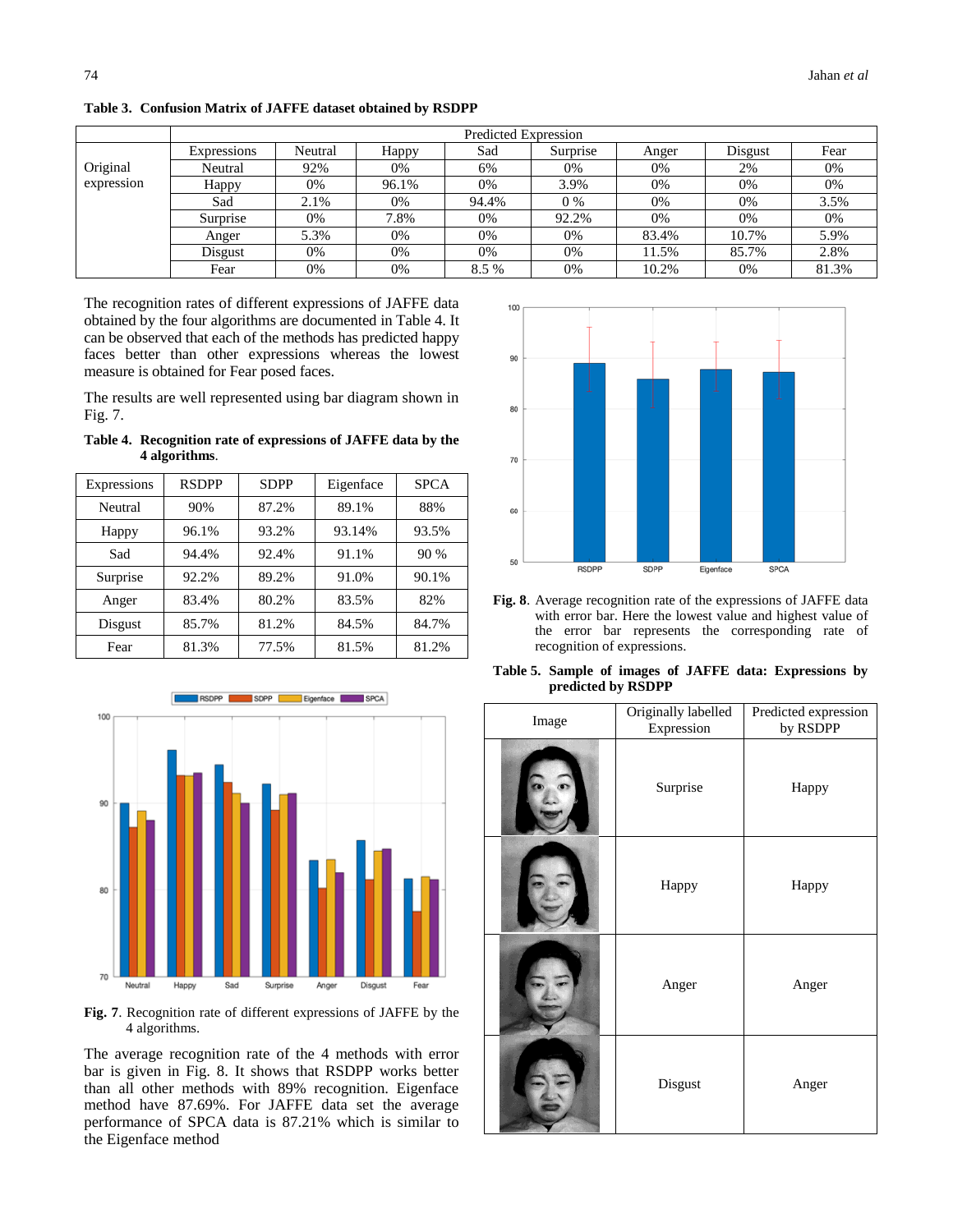**Table 3. Confusion Matrix of JAFFE dataset obtained by RSDPP**

| | Predicted Expression | | | | | | | |
|---|---|---|---|---|---|---|---|---|
| Original expression | Expressions | Neutral | Happy | Sad | Surprise | Anger | Disgust | Fear |
| | Neutral | 92% | 0% | 6% | 0% | 0% | 2% | 0% |
| | Happy | 0% | 96.1% | 0% | 3.9% | 0% | 0% | 0% |
| | Sad | 2.1% | 0% | 94.4% | 0 % | 0% | 0% | 3.5% |
| | Surprise | 0% | 7.8% | 0% | 92.2% | 0% | 0% | 0% |
| | Anger | 5.3% | 0% | 0% | 0% | 83.4% | 10.7% | 5.9% |
| | Disgust | 0% | 0% | 0% | 0% | 11.5% | 85.7% | 2.8% |
| | Fear | 0% | 0% | 8.5 % | 0% | 10.2% | 0% | 81.3% |

The recognition rates of different expressions of JAFFE data obtained by the four algorithms are documented in Table 4. It can be observed that each of the methods has predicted happy faces better than other expressions whereas the lowest measure is obtained for Fear posed faces.

The results are well represented using bar diagram shown in Fig. 7.

**Table 4. Recognition rate of expressions of JAFFE data by the 4 algorithms.**

| Expressions | RSDPP | SDPP | Eigenface | SPCA |
|---|---|---|---|---|
| Neutral | 90% | 87.2% | 89.1% | 88% |
| Happy | 96.1% | 93.2% | 93.14% | 93.5% |
| Sad | 94.4% | 92.4% | 91.1% | 90 % |
| Surprise | 92.2% | 89.2% | 91.0% | 90.1% |
| Anger | 83.4% | 80.2% | 83.5% | 82% |
| Disgust | 85.7% | 81.2% | 84.5% | 84.7% |
| Fear | 81.3% | 77.5% | 81.5% | 81.2% |

RSDPP SDPP Eigenface SPCA

100

90

80

70

Neutral Happy Sad Surprise Anger Disgust Fear

**Fig. 7**. Recognition rate of different expressions of JAFFE by the 4 algorithms.

The average recognition rate of the 4 methods with error bar is given in Fig. 8. It shows that RSDPP works better than all other methods with 89% recognition. Eigenface method have 87.69%. For JAFFE data set the average performance of SPCA data is 87.21% which is similar to the Eigenface method

100

90

80

70

60

50

RSDPP SDPP Eigenface SPCA

**Fig. 8**. Average recognition rate of the expressions of JAFFE data with error bar. Here the lowest value and highest value of the error bar represents the corresponding rate of recognition of expressions.

**Table 5. Sample of images of JAFFE data: Expressions by predicted by RSDPP**

| Image | Originally labelled Expression | Predicted expression by RSDPP |
|---|---|---|
| | Surprise | Happy |
| | Happy | Happy |
| | Anger | Anger |
| | Disgust | Anger |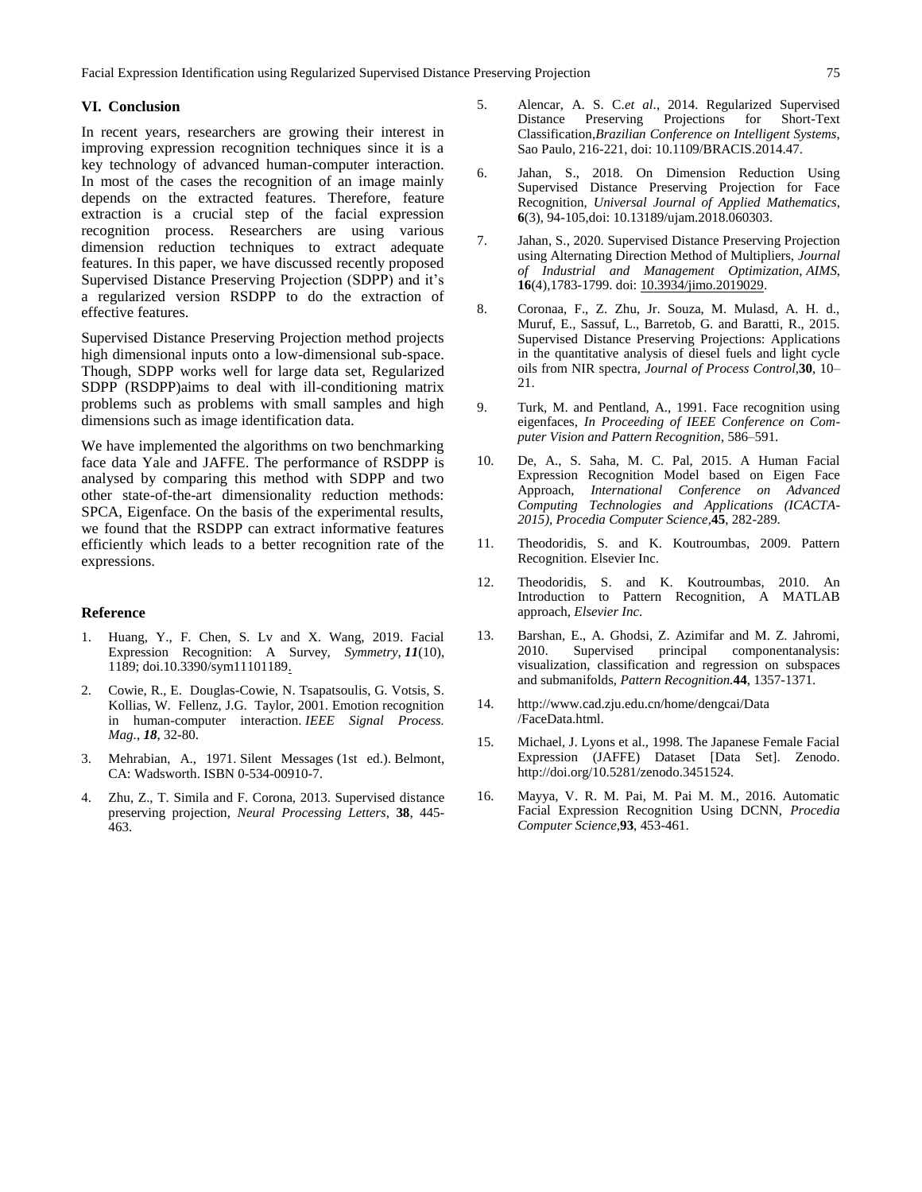## VI. Conclusion

In recent years, researchers are growing their interest in improving expression recognition techniques since it is a key technology of advanced human-computer interaction. In most of the cases the recognition of an image mainly depends on the extracted features. Therefore, feature extraction is a crucial step of the facial expression recognition process. Researchers are using various dimension reduction techniques to extract adequate features. In this paper, we have discussed recently proposed Supervised Distance Preserving Projection (SDPP) and it's a regularized version RSDPP to do the extraction of effective features.

Supervised Distance Preserving Projection method projects high dimensional inputs onto a low-dimensional sub-space. Though, SDPP works well for large data set, Regularized SDPP (RSDPP)aims to deal with ill-conditioning matrix problems such as problems with small samples and high dimensions such as image identification data.

We have implemented the algorithms on two benchmarking face data Yale and JAFFE. The performance of RSDPP is analysed by comparing this method with SDPP and two other state-of-the-art dimensionality reduction methods: SPCA, Eigenface. On the basis of the experimental results, we found that the RSDPP can extract informative features efficiently which leads to a better recognition rate of the expressions.

## Reference

1. Huang, Y., F. Chen, S. Lv and X. Wang, 2019. Facial Expression Recognition: A Survey, *Symmetry*, ***11***(10), 1189; doi.10.3390/sym11101189.
2. Cowie, R., E. Douglas-Cowie, N. Tsapatsoulis, G. Votsis, S. Kollias, W. Fellenz, J.G. Taylor, 2001. Emotion recognition in human-computer interaction. *IEEE Signal Process. Mag.*, ***18***, 32-80.
3. Mehrabian, A., 1971. Silent Messages (1st ed.). Belmont, CA: Wadsworth. ISBN 0-534-00910-7.
4. Zhu, Z., T. Simila and F. Corona, 2013. Supervised distance preserving projection, *Neural Processing Letters*, **38**, 445-463.
5. Alencar, A. S. C.*et al*., 2014. Regularized Supervised Distance Preserving Projections for Short-Text Classification,*Brazilian Conference on Intelligent Systems*, Sao Paulo, 216-221, doi: 10.1109/BRACIS.2014.47.
6. Jahan, S., 2018. On Dimension Reduction Using Supervised Distance Preserving Projection for Face Recognition, *Universal Journal of Applied Mathematics*, **6**(3), 94-105,doi: 10.13189/ujam.2018.060303.
7. Jahan, S., 2020. Supervised Distance Preserving Projection using Alternating Direction Method of Multipliers, *Journal of Industrial and Management Optimization, AIMS*, **16**(4),1783-1799. doi: 10.3934/jimo.2019029.
8. Coronaa, F., Z. Zhu, Jr. Souza, M. Mulasd, A. H. d., Muruf, E., Sassuf, L., Barretob, G. and Baratti, R., 2015. Supervised Distance Preserving Projections: Applications in the quantitative analysis of diesel fuels and light cycle oils from NIR spectra, *Journal of Process Control*,**30**, 10–21.
9. Turk, M. and Pentland, A., 1991. Face recognition using eigenfaces, *In Proceeding of IEEE Conference on Computer Vision and Pattern Recognition*, 586–591.
10. De, A., S. Saha, M. C. Pal, 2015. A Human Facial Expression Recognition Model based on Eigen Face Approach, *International Conference on Advanced Computing Technologies and Applications (ICACTA-2015), Procedia Computer Science*,**45**, 282-289.
11. Theodoridis, S. and K. Koutroumbas, 2009. Pattern Recognition. Elsevier Inc.
12. Theodoridis, S. and K. Koutroumbas, 2010. An Introduction to Pattern Recognition, A MATLAB approach, *Elsevier Inc*.
13. Barshan, E., A. Ghodsi, Z. Azimifar and M. Z. Jahromi, 2010. Supervised principal componentanalysis: visualization, classification and regression on subspaces and submanifolds, *Pattern Recognition*.**44**, 1357-1371.
14. http://www.cad.zju.edu.cn/home/dengcai/Data /FaceData.html.
15. Michael, J. Lyons et al., 1998. The Japanese Female Facial Expression (JAFFE) Dataset [Data Set]. Zenodo. http://doi.org/10.5281/zenodo.3451524.
16. Mayya, V. R. M. Pai, M. Pai M. M., 2016. Automatic Facial Expression Recognition Using DCNN, *Procedia Computer Science*,**93**, 453-461.